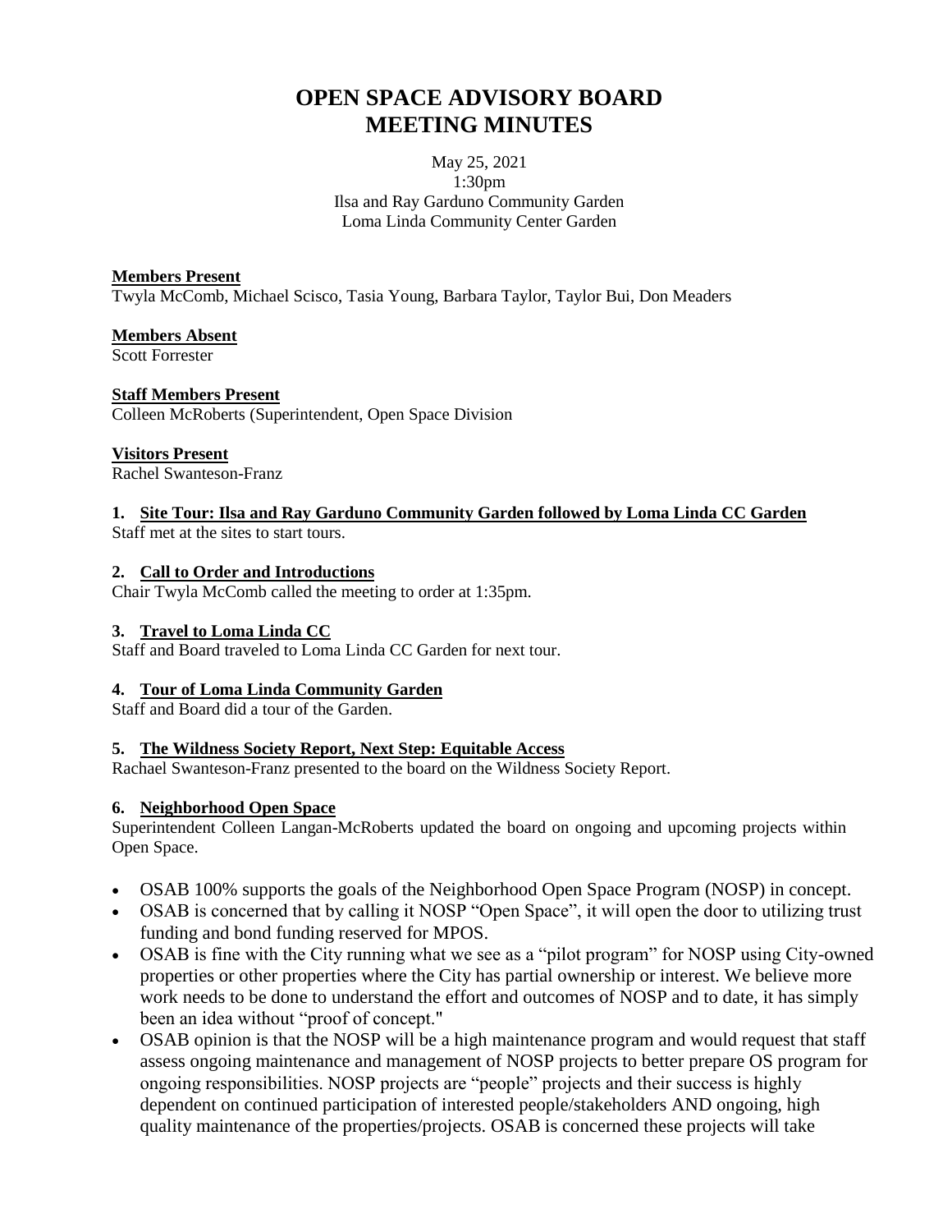# OPEN SPACE ADVISORY BOARD
# MEETING MINUTES

May 25, 2021
1:30pm
Ilsa and Ray Garduno Community Garden
Loma Linda Community Center Garden

**Members Present**
Twyla McComb, Michael Scisco, Tasia Young, Barbara Taylor, Taylor Bui, Don Meaders

**Members Absent**
Scott Forrester

**Staff Members Present**
Colleen McRoberts (Superintendent, Open Space Division

**Visitors Present**
Rachel Swanteson-Franz

**1. Site Tour: Ilsa and Ray Garduno Community Garden followed by Loma Linda CC Garden**
Staff met at the sites to start tours.

**2. Call to Order and Introductions**
Chair Twyla McComb called the meeting to order at 1:35pm.

**3. Travel to Loma Linda CC**
Staff and Board traveled to Loma Linda CC Garden for next tour.

**4. Tour of Loma Linda Community Garden**
Staff and Board did a tour of the Garden.

**5. The Wildness Society Report, Next Step: Equitable Access**
Rachael Swanteson-Franz presented to the board on the Wildness Society Report.

**6. Neighborhood Open Space**
Superintendent Colleen Langan-McRoberts updated the board on ongoing and upcoming projects within Open Space.

- OSAB 100% supports the goals of the Neighborhood Open Space Program (NOSP) in concept.
- OSAB is concerned that by calling it NOSP "Open Space", it will open the door to utilizing trust funding and bond funding reserved for MPOS.
- OSAB is fine with the City running what we see as a "pilot program" for NOSP using City-owned properties or other properties where the City has partial ownership or interest. We believe more work needs to be done to understand the effort and outcomes of NOSP and to date, it has simply been an idea without "proof of concept."
- OSAB opinion is that the NOSP will be a high maintenance program and would request that staff assess ongoing maintenance and management of NOSP projects to better prepare OS program for ongoing responsibilities. NOSP projects are "people" projects and their success is highly dependent on continued participation of interested people/stakeholders AND ongoing, high quality maintenance of the properties/projects. OSAB is concerned these projects will take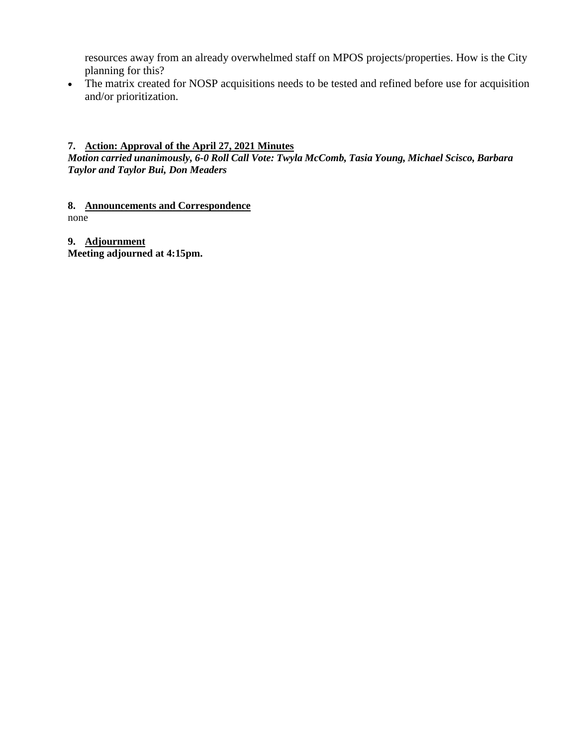resources away from an already overwhelmed staff on MPOS projects/properties. How is the City planning for this?

- The matrix created for NOSP acquisitions needs to be tested and refined before use for acquisition and/or prioritization.

**7. Action: Approval of the April 27, 2021 Minutes**

***Motion carried unanimously, 6-0 Roll Call Vote: Twyla McComb, Tasia Young, Michael Scisco, Barbara Taylor and Taylor Bui, Don Meaders***

**8. Announcements and Correspondence**

none

**9. Adjournment**

**Meeting adjourned at 4:15pm.**